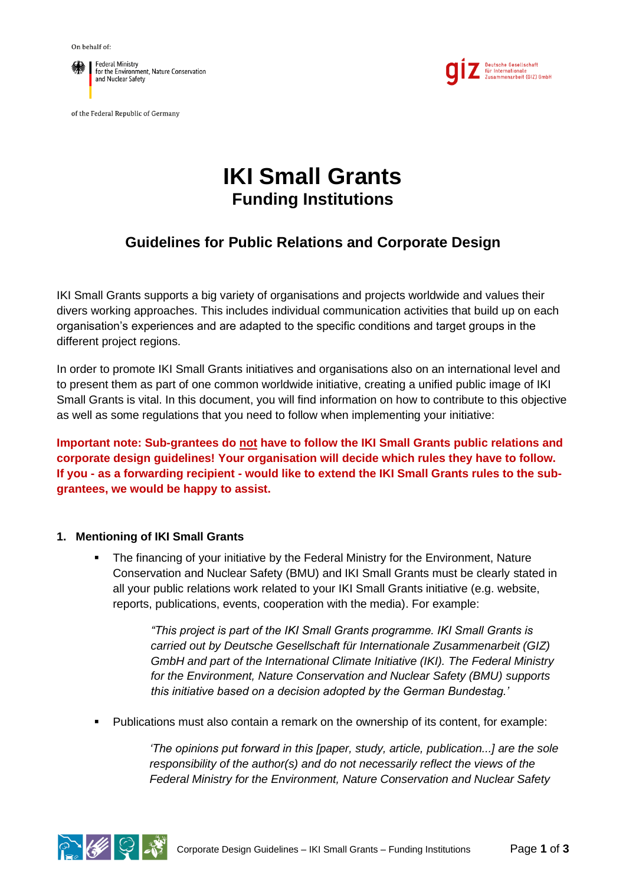On behalf of:

Federal Ministry for the Environment, Nature Conservation and Nuclear Safety

of the Federal Republic of Germany

Deutsche Gesellschaft für Internationale Zusammenarbeit (GIZ) GmbH

# IKI Small Grants

## Funding Institutions

## Guidelines for Public Relations and Corporate Design

IKI Small Grants supports a big variety of organisations and projects worldwide and values their divers working approaches. This includes individual communication activities that build up on each organisation's experiences and are adapted to the specific conditions and target groups in the different project regions.

In order to promote IKI Small Grants initiatives and organisations also on an international level and to present them as part of one common worldwide initiative, creating a unified public image of IKI Small Grants is vital. In this document, you will find information on how to contribute to this objective as well as some regulations that you need to follow when implementing your initiative:

**Important note: Sub-grantees do <u>not</u> have to follow the IKI Small Grants public relations and corporate design guidelines! Your organisation will decide which rules they have to follow. If you - as a forwarding recipient - would like to extend the IKI Small Grants rules to the sub-grantees, we would be happy to assist.**

### 1. Mentioning of IKI Small Grants

- The financing of your initiative by the Federal Ministry for the Environment, Nature Conservation and Nuclear Safety (BMU) and IKI Small Grants must be clearly stated in all your public relations work related to your IKI Small Grants initiative (e.g. website, reports, publications, events, cooperation with the media). For example:

  > *"This project is part of the IKI Small Grants programme. IKI Small Grants is carried out by Deutsche Gesellschaft für Internationale Zusammenarbeit (GIZ) GmbH and part of the International Climate Initiative (IKI). The Federal Ministry for the Environment, Nature Conservation and Nuclear Safety (BMU) supports this initiative based on a decision adopted by the German Bundestag.'*

- Publications must also contain a remark on the ownership of its content, for example:

  > *'The opinions put forward in this [paper, study, article, publication...] are the sole responsibility of the author(s) and do not necessarily reflect the views of the Federal Ministry for the Environment, Nature Conservation and Nuclear Safety*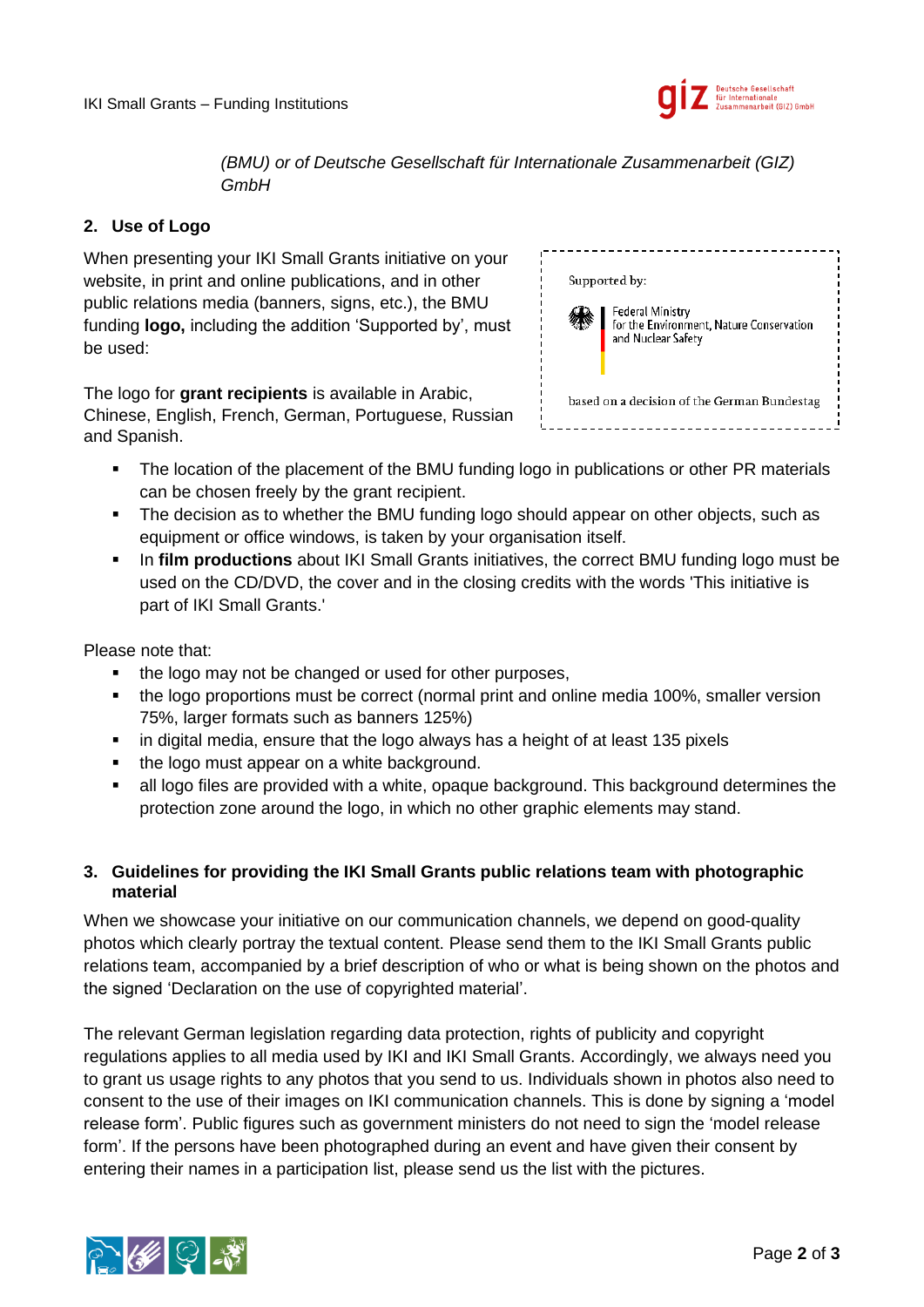*(BMU) or of Deutsche Gesellschaft für Internationale Zusammenarbeit (GIZ) GmbH*

## 2. Use of Logo

When presenting your IKI Small Grants initiative on your website, in print and online publications, and in other public relations media (banners, signs, etc.), the BMU funding **logo,** including the addition 'Supported by', must be used:

Supported by:

Federal Ministry for the Environment, Nature Conservation and Nuclear Safety

based on a decision of the German Bundestag

The logo for **grant recipients** is available in Arabic, Chinese, English, French, German, Portuguese, Russian and Spanish.

- The location of the placement of the BMU funding logo in publications or other PR materials can be chosen freely by the grant recipient.
- The decision as to whether the BMU funding logo should appear on other objects, such as equipment or office windows, is taken by your organisation itself.
- In **film productions** about IKI Small Grants initiatives, the correct BMU funding logo must be used on the CD/DVD, the cover and in the closing credits with the words 'This initiative is part of IKI Small Grants.'

Please note that:

- the logo may not be changed or used for other purposes,
- the logo proportions must be correct (normal print and online media 100%, smaller version 75%, larger formats such as banners 125%)
- in digital media, ensure that the logo always has a height of at least 135 pixels
- the logo must appear on a white background.
- all logo files are provided with a white, opaque background. This background determines the protection zone around the logo, in which no other graphic elements may stand.

## 3. Guidelines for providing the IKI Small Grants public relations team with photographic material

When we showcase your initiative on our communication channels, we depend on good-quality photos which clearly portray the textual content. Please send them to the IKI Small Grants public relations team, accompanied by a brief description of who or what is being shown on the photos and the signed 'Declaration on the use of copyrighted material'.

The relevant German legislation regarding data protection, rights of publicity and copyright regulations applies to all media used by IKI and IKI Small Grants. Accordingly, we always need you to grant us usage rights to any photos that you send to us. Individuals shown in photos also need to consent to the use of their images on IKI communication channels. This is done by signing a 'model release form'. Public figures such as government ministers do not need to sign the 'model release form'. If the persons have been photographed during an event and have given their consent by entering their names in a participation list, please send us the list with the pictures.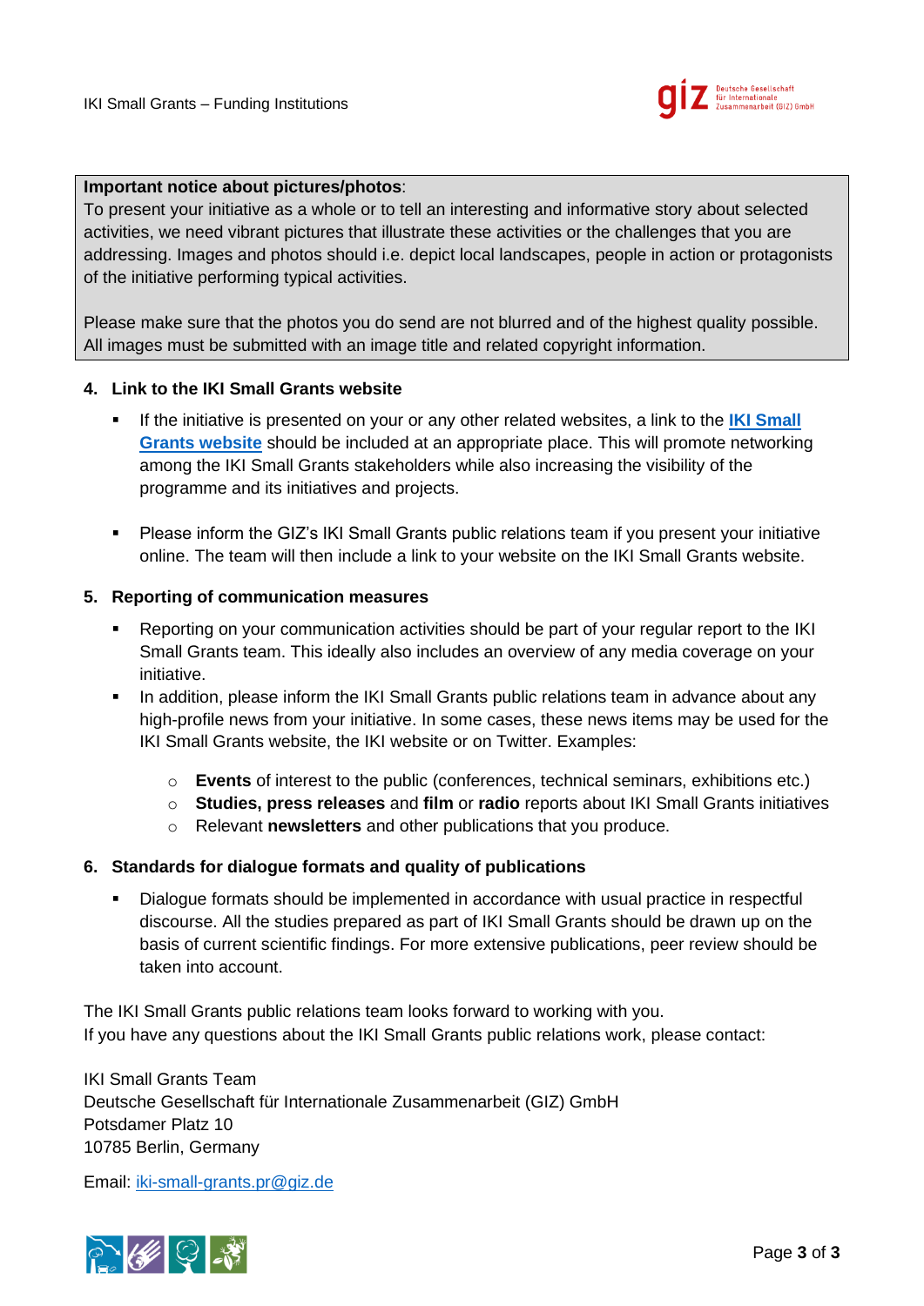**Important notice about pictures/photos**:
To present your initiative as a whole or to tell an interesting and informative story about selected activities, we need vibrant pictures that illustrate these activities or the challenges that you are addressing. Images and photos should i.e. depict local landscapes, people in action or protagonists of the initiative performing typical activities.

Please make sure that the photos you do send are not blurred and of the highest quality possible. All images must be submitted with an image title and related copyright information.

## 4. Link to the IKI Small Grants website

- If the initiative is presented on your or any other related websites, a link to the **IKI Small Grants website** should be included at an appropriate place. This will promote networking among the IKI Small Grants stakeholders while also increasing the visibility of the programme and its initiatives and projects.

- Please inform the GIZ's IKI Small Grants public relations team if you present your initiative online. The team will then include a link to your website on the IKI Small Grants website.

## 5. Reporting of communication measures

- Reporting on your communication activities should be part of your regular report to the IKI Small Grants team. This ideally also includes an overview of any media coverage on your initiative.
- In addition, please inform the IKI Small Grants public relations team in advance about any high-profile news from your initiative. In some cases, these news items may be used for the IKI Small Grants website, the IKI website or on Twitter. Examples:
  - **Events** of interest to the public (conferences, technical seminars, exhibitions etc.)
  - **Studies, press releases** and **film** or **radio** reports about IKI Small Grants initiatives
  - Relevant **newsletters** and other publications that you produce.

## 6. Standards for dialogue formats and quality of publications

- Dialogue formats should be implemented in accordance with usual practice in respectful discourse. All the studies prepared as part of IKI Small Grants should be drawn up on the basis of current scientific findings. For more extensive publications, peer review should be taken into account.

The IKI Small Grants public relations team looks forward to working with you.
If you have any questions about the IKI Small Grants public relations work, please contact:

IKI Small Grants Team
Deutsche Gesellschaft für Internationale Zusammenarbeit (GIZ) GmbH
Potsdamer Platz 10
10785 Berlin, Germany

Email: iki-small-grants.pr@giz.de